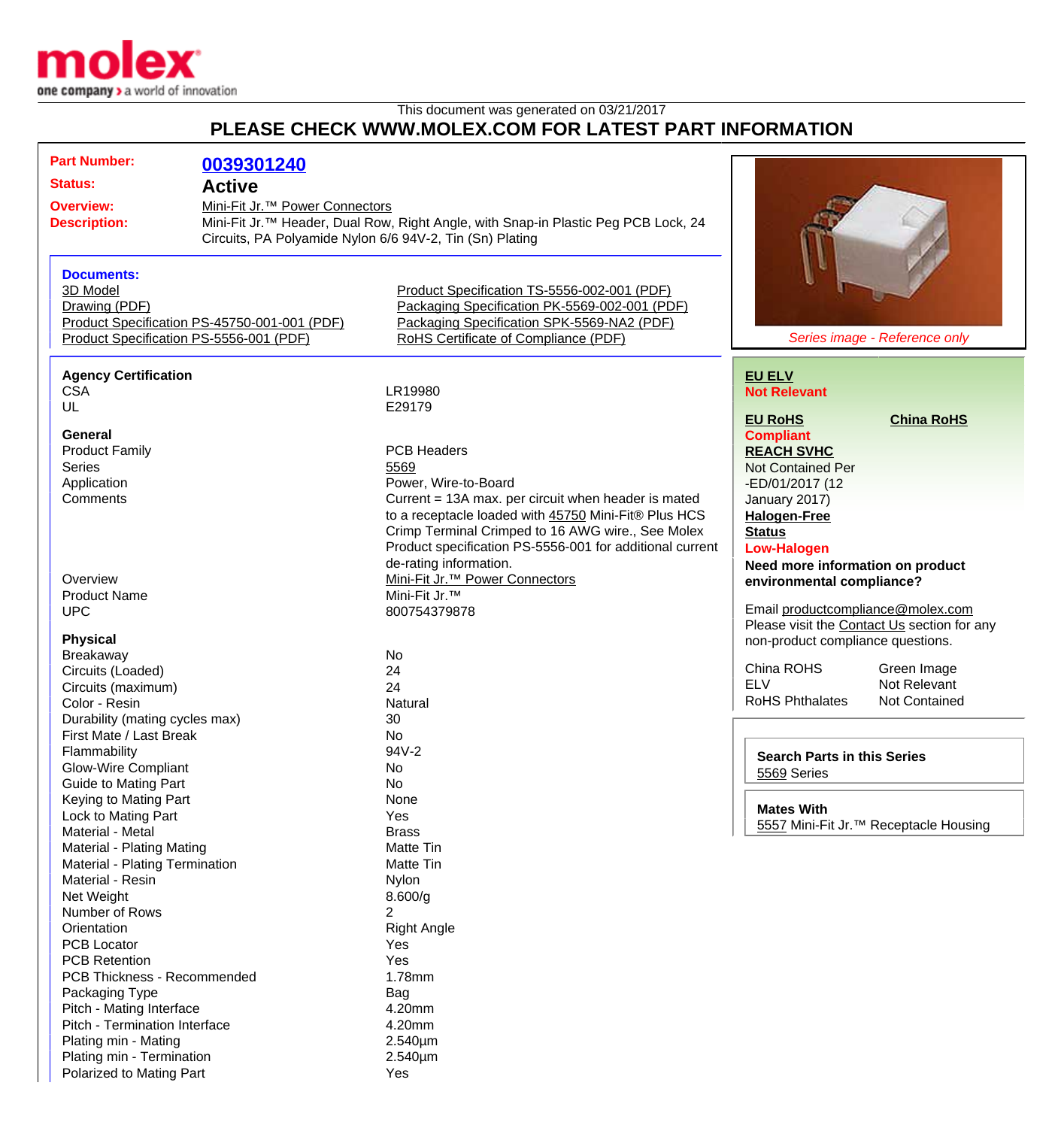This document was generated on 03/21/2017

# PLEASE CHECK WWW.MOLEX.COM FOR LATEST PART INFORMATION

| | |
|---|---|
| **Part Number:** | **0039301240** |
| **Status:** | **Active** |
| **Overview:** | Mini-Fit Jr.™ Power Connectors |
| **Description:** | Mini-Fit Jr.™ Header, Dual Row, Right Angle, with Snap-in Plastic Peg PCB Lock, 24 Circuits, PA Polyamide Nylon 6/6 94V-2, Tin (Sn) Plating |

*Series image - Reference only*

**Documents:**

- 3D Model
- Drawing (PDF)
- Product Specification PS-45750-001-001 (PDF)
- Product Specification PS-5556-001 (PDF)
- Product Specification TS-5556-002-001 (PDF)
- Packaging Specification PK-5569-002-001 (PDF)
- Packaging Specification SPK-5569-NA2 (PDF)
- RoHS Certificate of Compliance (PDF)

**Agency Certification**

| | |
|---|---|
| CSA | LR19980 |
| UL | E29179 |

**General**

| | |
|---|---|
| Product Family | PCB Headers |
| Series | 5569 |
| Application | Power, Wire-to-Board |
| Comments | Current = 13A max. per circuit when header is mated to a receptacle loaded with 45750 Mini-Fit® Plus HCS Crimp Terminal Crimped to 16 AWG wire., See Molex Product specification PS-5556-001 for additional current de-rating information. |
| Overview | Mini-Fit Jr.™ Power Connectors |
| Product Name | Mini-Fit Jr.™ |
| UPC | 800754379878 |

**Physical**

| | |
|---|---|
| Breakaway | No |
| Circuits (Loaded) | 24 |
| Circuits (maximum) | 24 |
| Color - Resin | Natural |
| Durability (mating cycles max) | 30 |
| First Mate / Last Break | No |
| Flammability | 94V-2 |
| Glow-Wire Compliant | No |
| Guide to Mating Part | No |
| Keying to Mating Part | None |
| Lock to Mating Part | Yes |
| Material - Metal | Brass |
| Material - Plating Mating | Matte Tin |
| Material - Plating Termination | Matte Tin |
| Material - Resin | Nylon |
| Net Weight | 8.600/g |
| Number of Rows | 2 |
| Orientation | Right Angle |
| PCB Locator | Yes |
| PCB Retention | Yes |
| PCB Thickness - Recommended | 1.78mm |
| Packaging Type | Bag |
| Pitch - Mating Interface | 4.20mm |
| Pitch - Termination Interface | 4.20mm |
| Plating min - Mating | 2.540µm |
| Plating min - Termination | 2.540µm |
| Polarized to Mating Part | Yes |

**EU ELV**
**Not Relevant**

**EU RoHS** **China RoHS**
**Compliant**

**REACH SVHC**
Not Contained Per -ED/01/2017 (12 January 2017)

**Halogen-Free Status**
**Low-Halogen**

**Need more information on product environmental compliance?**

Email productcompliance@molex.com
Please visit the Contact Us section for any non-product compliance questions.

| | |
|---|---|
| China ROHS | Green Image |
| ELV | Not Relevant |
| RoHS Phthalates | Not Contained |

**Search Parts in this Series**
5569 Series

**Mates With**
5557 Mini-Fit Jr.™ Receptacle Housing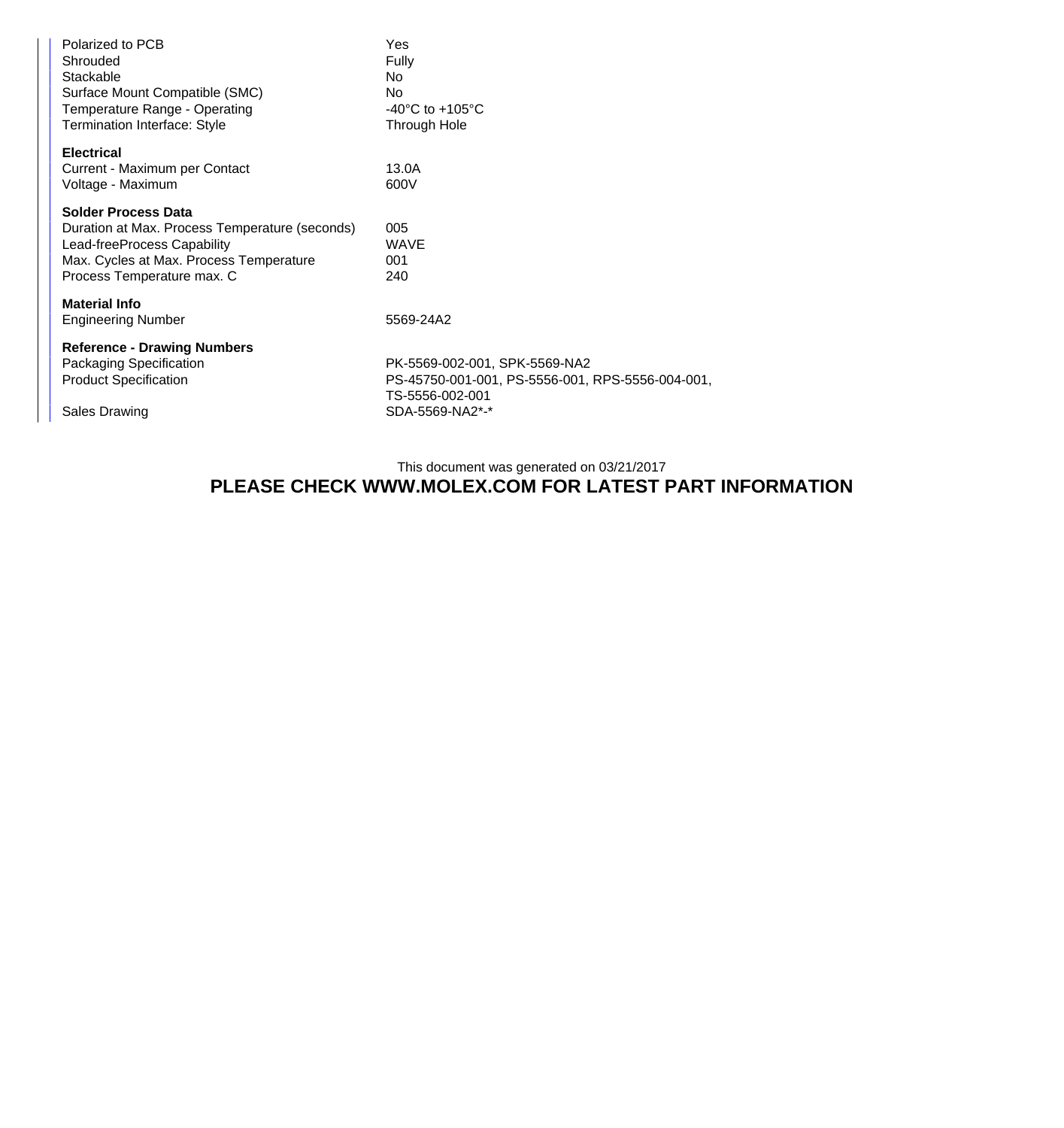| | |
|---|---|
| Polarized to PCB | Yes |
| Shrouded | Fully |
| Stackable | No |
| Surface Mount Compatible (SMC) | No |
| Temperature Range - Operating | -40°C to +105°C |
| Termination Interface: Style | Through Hole |

**Electrical**

| | |
|---|---|
| Current - Maximum per Contact | 13.0A |
| Voltage - Maximum | 600V |

**Solder Process Data**

| | |
|---|---|
| Duration at Max. Process Temperature (seconds) | 005 |
| Lead-freeProcess Capability | WAVE |
| Max. Cycles at Max. Process Temperature | 001 |
| Process Temperature max. C | 240 |

**Material Info**

| | |
|---|---|
| Engineering Number | 5569-24A2 |

**Reference - Drawing Numbers**

| | |
|---|---|
| Packaging Specification | PK-5569-002-001, SPK-5569-NA2 |
| Product Specification | PS-45750-001-001, PS-5556-001, RPS-5556-004-001, TS-5556-002-001 |
| Sales Drawing | SDA-5569-NA2*-* |

This document was generated on 03/21/2017

**PLEASE CHECK WWW.MOLEX.COM FOR LATEST PART INFORMATION**